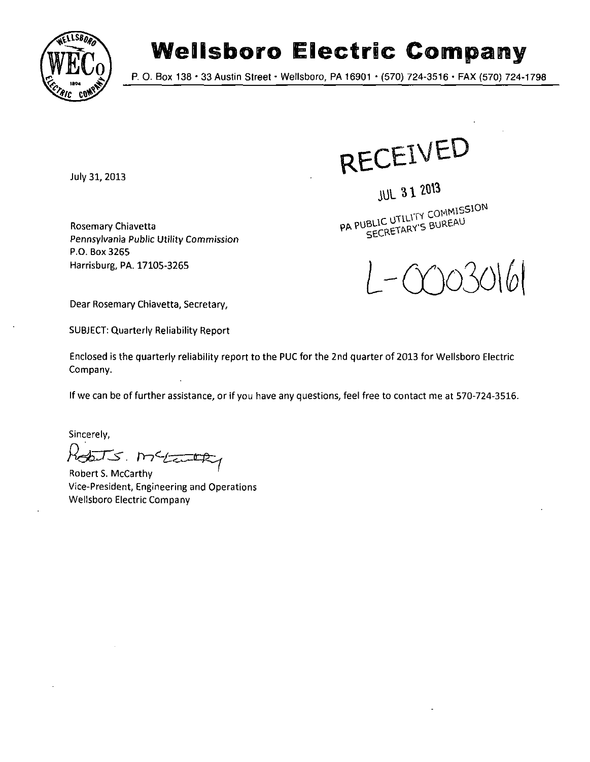# Wellsboro Electric Company

P. O. Box 138 • 33 Austin Street • Wellsboro, PA 16901 • (570) 724-3516 • FAX (570) 724-1798

July 31, 2013

RECEIVED

JUL 31 2013

PA PUBLIC UTILITY COMMISSION
SECRETARY'S BUREAU

L-00030161

Rosemary Chiavetta
*Pennsylvania Public Utility Commission*
P.O. Box 3265
Harrisburg, PA. 17105-3265

Dear Rosemary Chiavetta, Secretary,

SUBJECT: Quarterly Reliability Report

Enclosed is the quarterly reliability report to the PUC for the 2nd quarter of 2013 for Wellsboro Electric Company.

If we can be of further assistance, or if you have any questions, feel free to contact me at 570-724-3516.

Sincerely,

Robert S. McCarthy
Vice-President, Engineering and Operations
Wellsboro Electric Company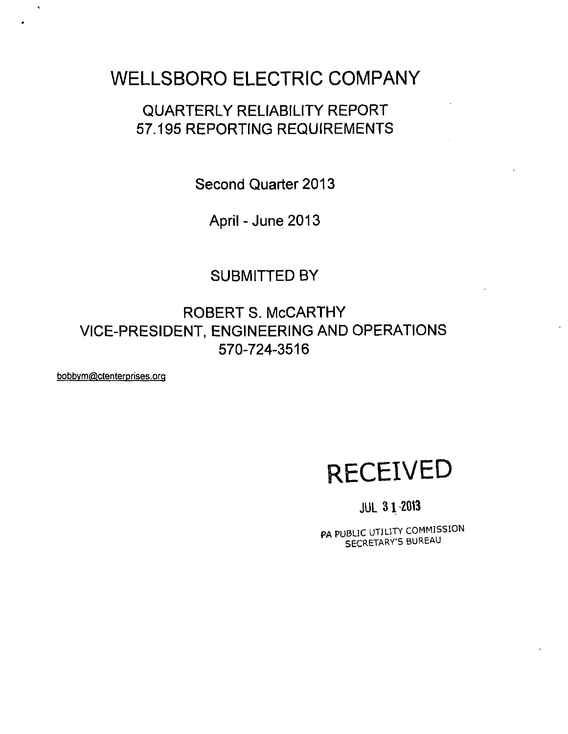# WELLSBORO ELECTRIC COMPANY

## QUARTERLY RELIABILITY REPORT
## 57.195 REPORTING REQUIREMENTS

Second Quarter 2013

April - June 2013

SUBMITTED BY

ROBERT S. McCARTHY
VICE-PRESIDENT, ENGINEERING AND OPERATIONS
570-724-3516

bobbym@ctenterprises.org

RECEIVED

JUL 31 2013

PA PUBLIC UTILITY COMMISSION
SECRETARY'S BUREAU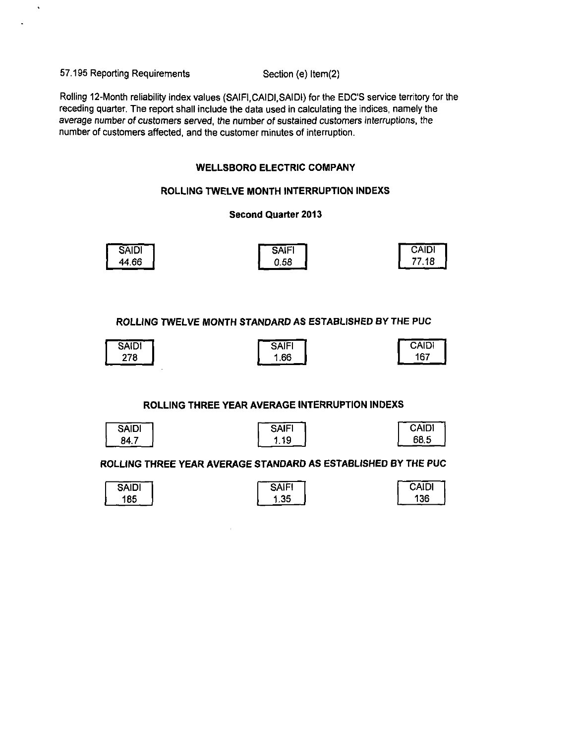57.195 Reporting Requirements Section (e) Item(2)

Rolling 12-Month reliability index values (SAIFI,CAIDI,SAIDI) for the EDC'S service territory for the receding quarter. The report shall include the data used in calculating the indices, namely the *average number of customers served, the number of sustained customers interruptions, the* number of customers affected, and the customer minutes of interruption.

**WELLSBORO ELECTRIC COMPANY**

**ROLLING TWELVE MONTH INTERRUPTION INDEXS**

**Second Quarter 2013**

| SAIDI | SAIFI | CAIDI |
|---|---|---|
| 44.66 | 0.58 | 77.18 |

***ROLLING TWELVE MONTH STANDARD AS ESTABLISHED BY THE PUC***

| SAIDI | SAIFI | CAIDI |
|---|---|---|
| 278 | 1.66 | 167 |

**ROLLING THREE YEAR AVERAGE INTERRUPTION INDEXS**

| SAIDI | SAIFI | CAIDI |
|---|---|---|
| 84.7 | 1.19 | 68.5 |

**ROLLING THREE YEAR AVERAGE STANDARD AS ESTABLISHED BY THE PUC**

| SAIDI | SAIFI | CAIDI |
|---|---|---|
| 185 | 1.35 | 136 |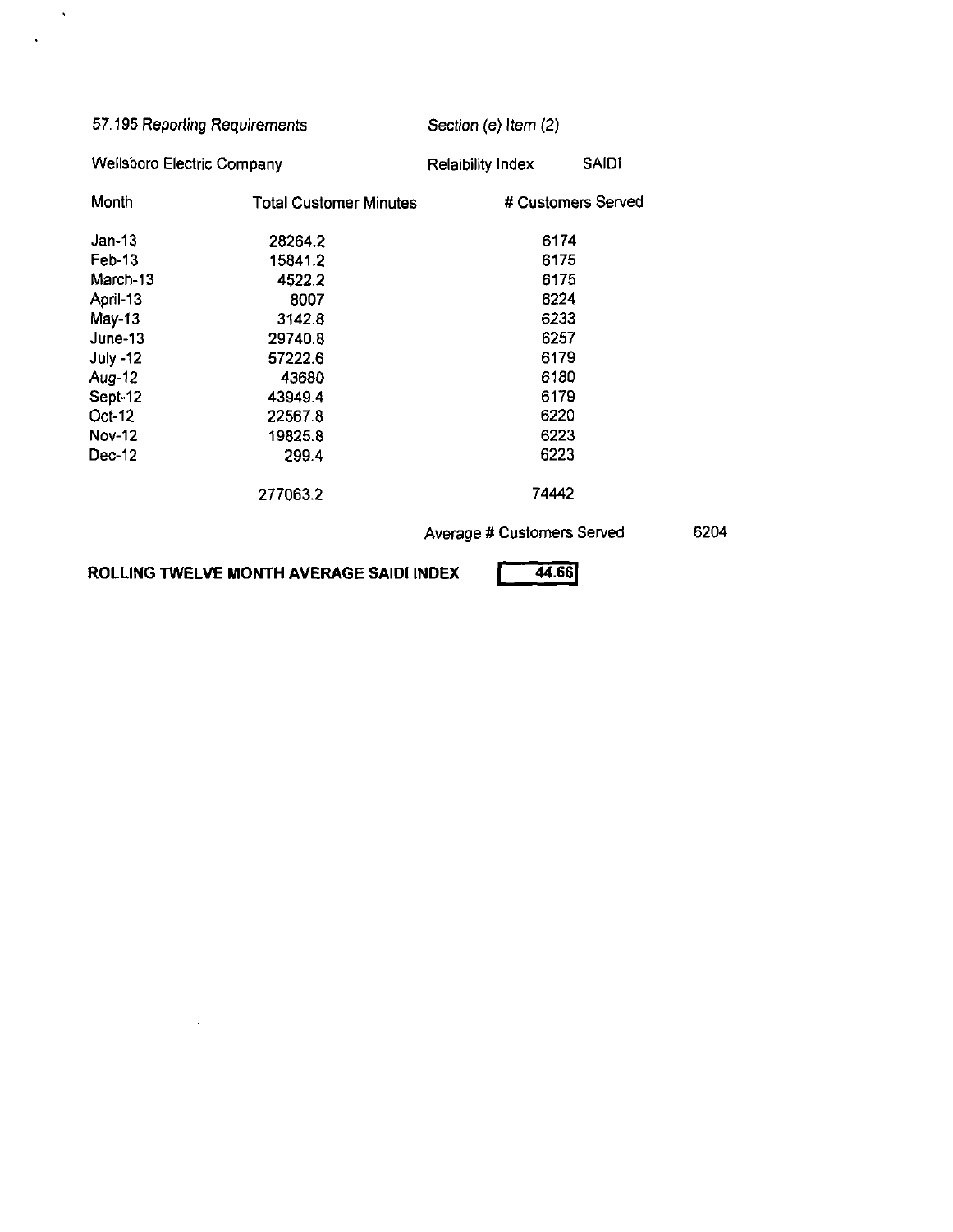57.195 Reporting Requirements — Section (e) Item (2)

Wellsboro Electric Company — Relaibility Index SAIDI

| Month | Total Customer Minutes | # Customers Served |
|---|---|---|
| Jan-13 | 28264.2 | 6174 |
| Feb-13 | 15841.2 | 6175 |
| March-13 | 4522.2 | 6175 |
| April-13 | 8007 | 6224 |
| May-13 | 3142.8 | 6233 |
| June-13 | 29740.8 | 6257 |
| July -12 | 57222.6 | 6179 |
| Aug-12 | 43680 | 6180 |
| Sept-12 | 43949.4 | 6179 |
| Oct-12 | 22567.8 | 6220 |
| Nov-12 | 19825.8 | 6223 |
| Dec-12 | 299.4 | 6223 |
| | 277063.2 | 74442 |

Average # Customers Served 6204

**ROLLING TWELVE MONTH AVERAGE SAIDI INDEX** 44.66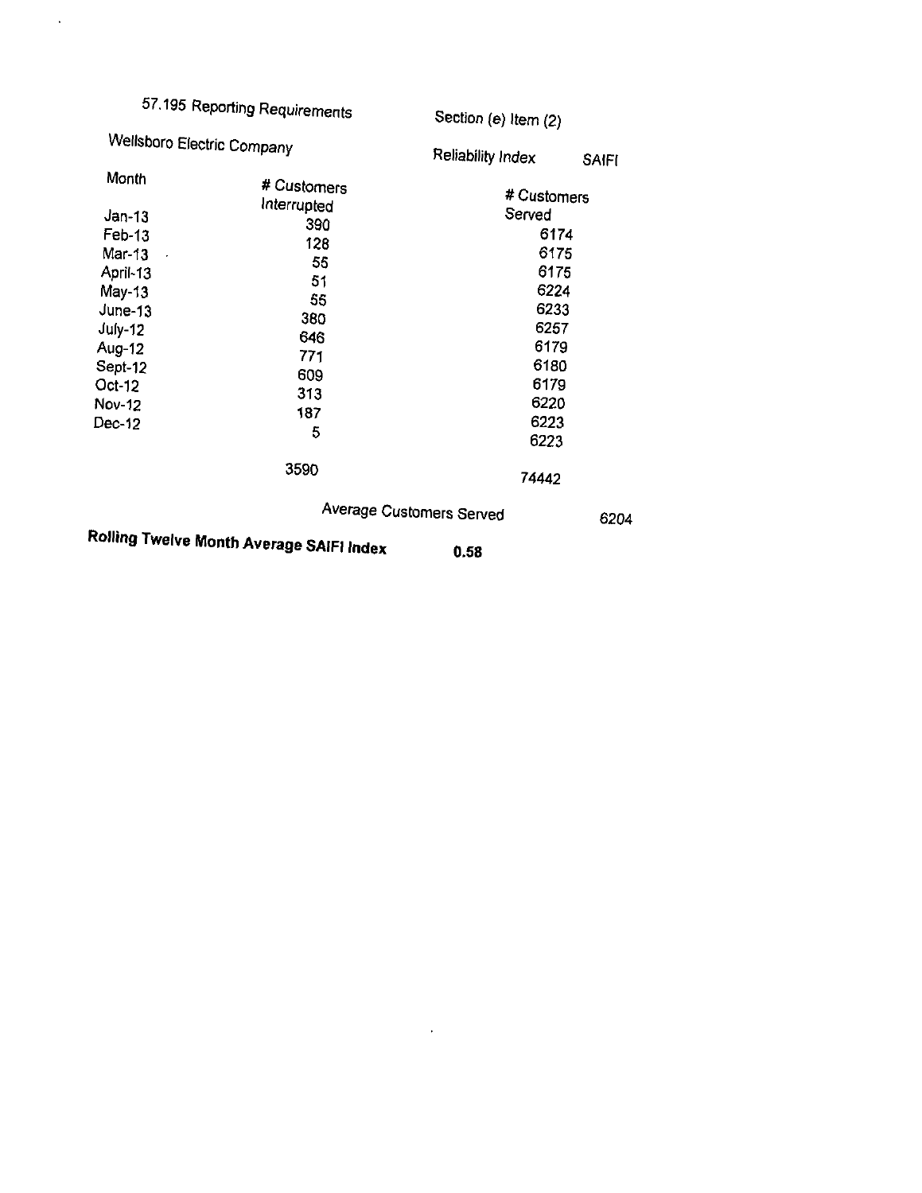57.195 Reporting Requirements

Section (e) Item (2)

Wellsboro Electric Company

Reliability Index SAIFI

| Month | # Customers Interrupted | # Customers Served |
|---|---|---|
| Jan-13 | 390 | 6174 |
| Feb-13 | 128 | 6175 |
| Mar-13 | 55 | 6175 |
| April-13 | 51 | 6224 |
| May-13 | 55 | 6233 |
| June-13 | 380 | 6257 |
| July-12 | 646 | 6179 |
| Aug-12 | 771 | 6180 |
| Sept-12 | 609 | 6179 |
| Oct-12 | 313 | 6220 |
| Nov-12 | 187 | 6223 |
| Dec-12 | 5 | 6223 |
| | 3590 | 74442 |

Average Customers Served 6204

**Rolling Twelve Month Average SAIFI Index** **0.58**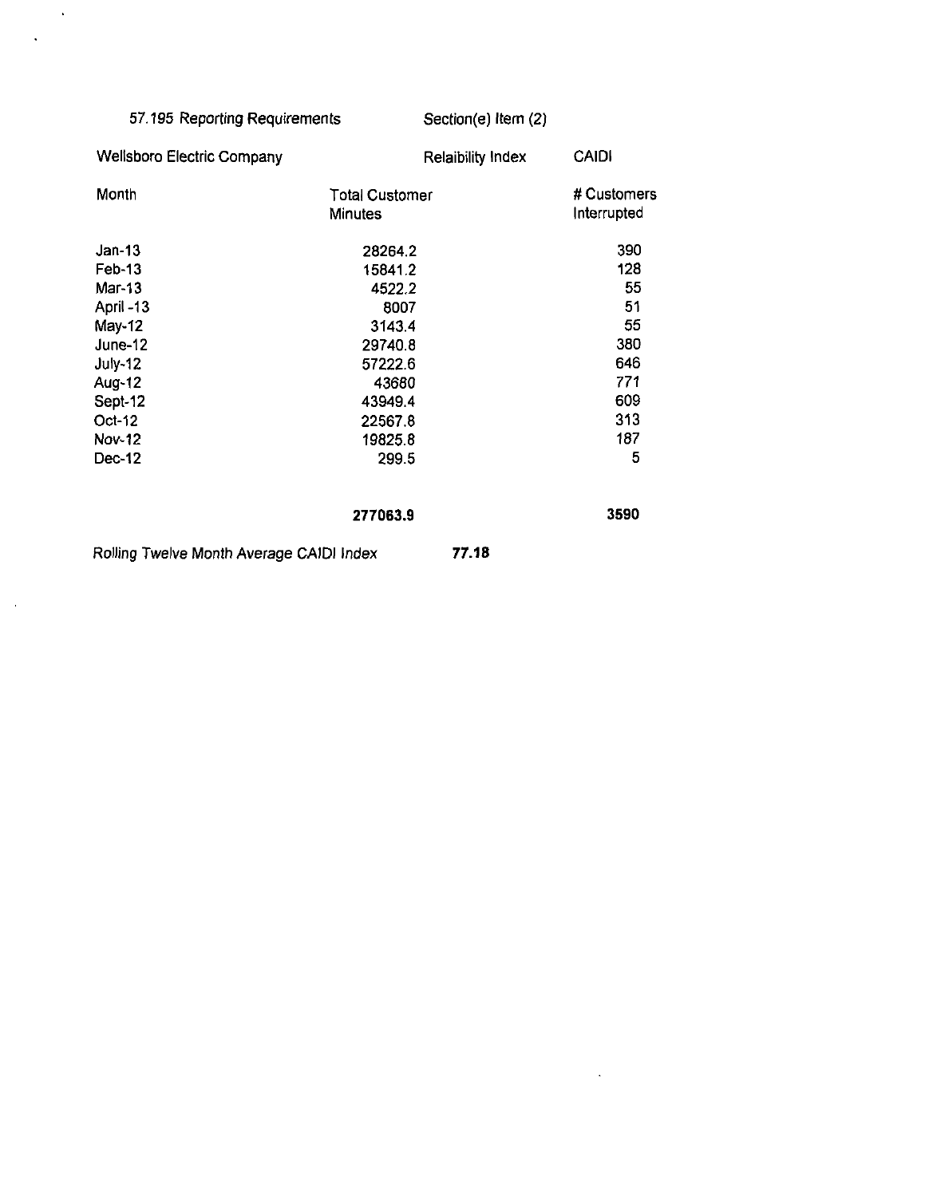57.195 Reporting Requirements Section(e) Item (2)

Wellsboro Electric Company Relaibility Index CAIDI

| Month | Total Customer Minutes | # Customers Interrupted |
|---|---|---|
| Jan-13 | 28264.2 | 390 |
| Feb-13 | 15841.2 | 128 |
| Mar-13 | 4522.2 | 55 |
| April -13 | 8007 | 51 |
| May-12 | 3143.4 | 55 |
| June-12 | 29740.8 | 380 |
| July-12 | 57222.6 | 646 |
| Aug-12 | 43680 | 771 |
| Sept-12 | 43949.4 | 609 |
| Oct-12 | 22567.8 | 313 |
| Nov-12 | 19825.8 | 187 |
| Dec-12 | 299.5 | 5 |
| | **277063.9** | **3590** |

Rolling Twelve Month Average CAIDI Index **77.18**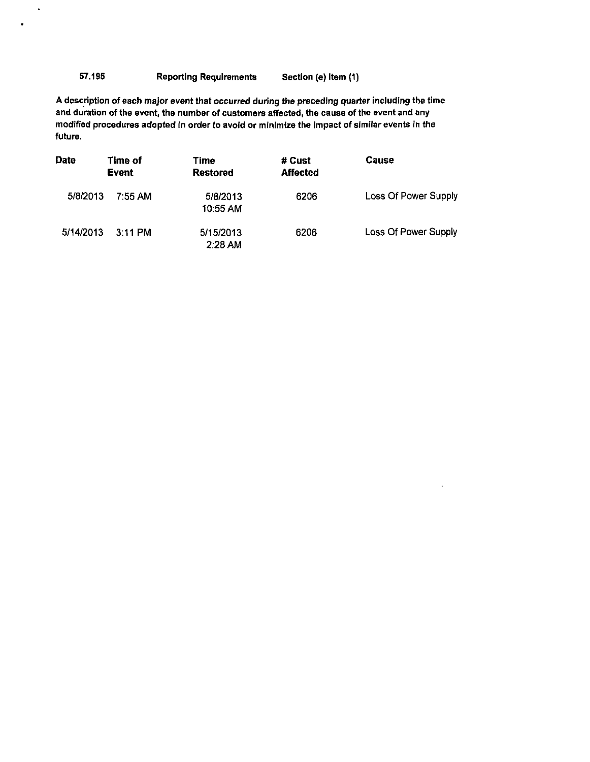**57.195 Reporting Requirements Section (e) Item (1)**

**A description of each major event that occurred during the preceding quarter including the time and duration of the event, the number of customers affected, the cause of the event and any modified procedures adopted in order to avoid or minimize the impact of similar events in the future.**

| Date | Time of Event | Time Restored | # Cust Affected | Cause |
|---|---|---|---|---|
| 5/8/2013 | 7:55 AM | 5/8/2013 10:55 AM | 6206 | Loss Of Power Supply |
| 5/14/2013 | 3:11 PM | 5/15/2013 2:28 AM | 6206 | Loss Of Power Supply |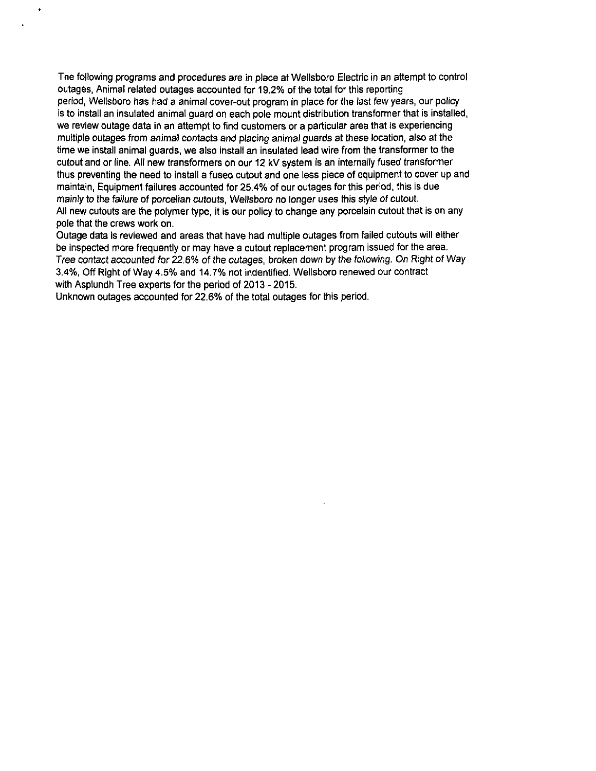The following programs and procedures are in place at Wellsboro Electric in an attempt to control outages, Animal related outages accounted for 19.2% of the total for this reporting period, Wellsboro has had a animal cover-out program in place for the last few years, our policy is to install an insulated animal guard on each pole mount distribution transformer that is installed, we review outage data in an attempt to find customers or a particular area that is experiencing multiple outages from animal contacts and placing animal guards at these location, also at the time we install animal guards, we also install an insulated lead wire from the transformer to the cutout and or line. All new transformers on our 12 kV system is an internally fused transformer thus preventing the need to install a fused cutout and one less piece of equipment to cover up and maintain, Equipment failures accounted for 25.4% of our outages for this period, this is due mainly to the failure of porcelian cutouts, Wellsboro no longer uses this style of cutout. All new cutouts are the polymer type, it is our policy to change any porcelain cutout that is on any pole that the crews work on.
Outage data is reviewed and areas that have had multiple outages from failed cutouts will either be inspected more frequently or may have a cutout replacement program issued for the area.
Tree contact accounted for 22.6% of the outages, broken down by the following. On Right of Way 3.4%, Off Right of Way 4.5% and 14.7% not indentified. Wellsboro renewed our contract with Asplundh Tree experts for the period of 2013 - 2015.
Unknown outages accounted for 22.6% of the total outages for this period.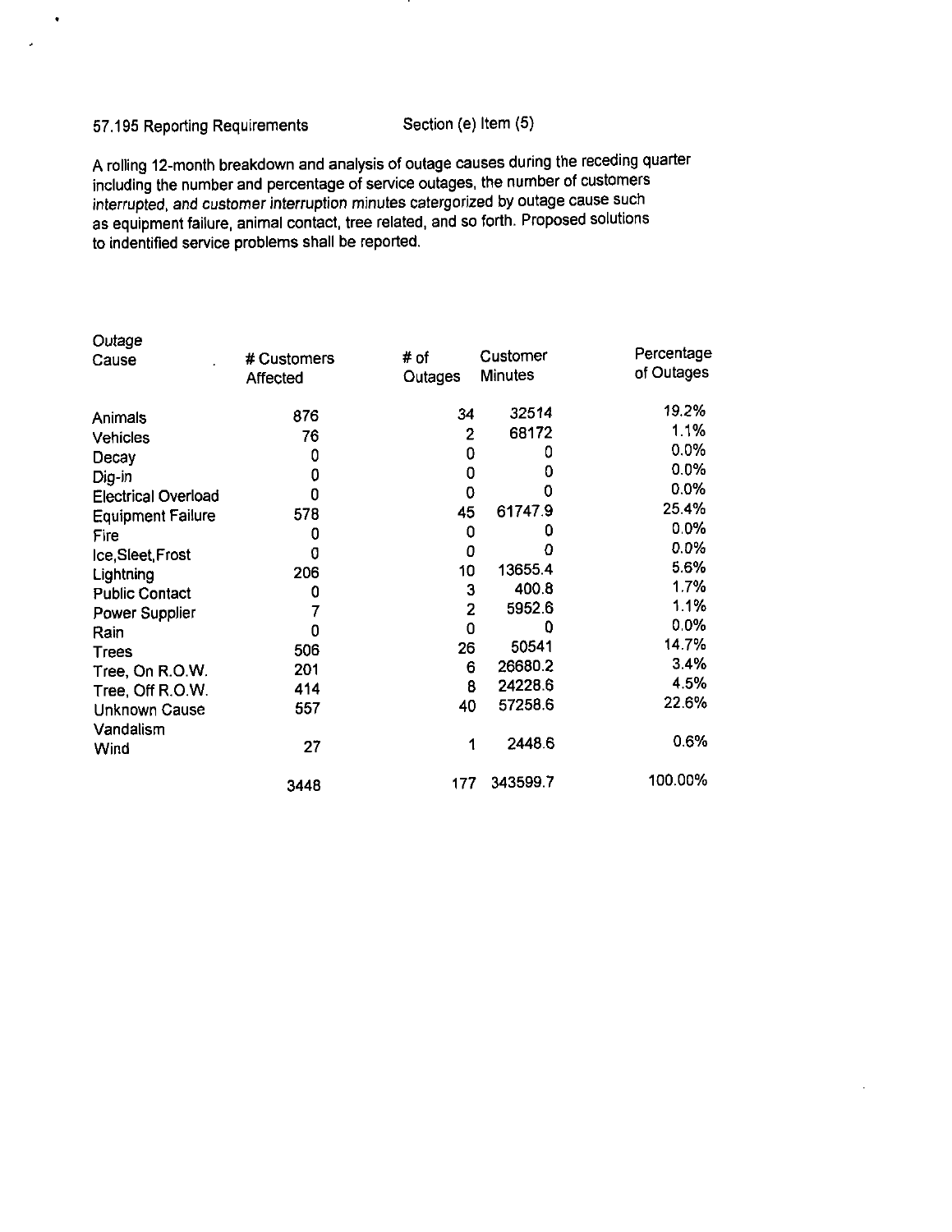57.195 Reporting Requirements Section (e) Item (5)

A rolling 12-month breakdown and analysis of outage causes during the receding quarter including the number and percentage of service outages, the number of customers interrupted, and customer interruption minutes catergorized by outage cause such as equipment failure, animal contact, tree related, and so forth. Proposed solutions to indentified service problems shall be reported.

| Outage Cause | # Customers Affected | # of Outages | Customer Minutes | Percentage of Outages |
|---|---|---|---|---|
| Animals | 876 | 34 | 32514 | 19.2% |
| Vehicles | 76 | 2 | 68172 | 1.1% |
| Decay | 0 | 0 | 0 | 0.0% |
| Dig-in | 0 | 0 | 0 | 0.0% |
| Electrical Overload | 0 | 0 | 0 | 0.0% |
| Equipment Failure | 578 | 45 | 61747.9 | 25.4% |
| Fire | 0 | 0 | 0 | 0.0% |
| Ice,Sleet,Frost | 0 | 0 | 0 | 0.0% |
| Lightning | 206 | 10 | 13655.4 | 5.6% |
| Public Contact | 0 | 3 | 400.8 | 1.7% |
| Power Supplier | 7 | 2 | 5952.6 | 1.1% |
| Rain | 0 | 0 | 0 | 0.0% |
| Trees | 506 | 26 | 50541 | 14.7% |
| Tree, On R.O.W. | 201 | 6 | 26680.2 | 3.4% |
| Tree, Off R.O.W. | 414 | 8 | 24228.6 | 4.5% |
| Unknown Cause | 557 | 40 | 57258.6 | 22.6% |
| Vandalism | | | | |
| Wind | 27 | 1 | 2448.6 | 0.6% |
| | 3448 | 177 | 343599.7 | 100.00% |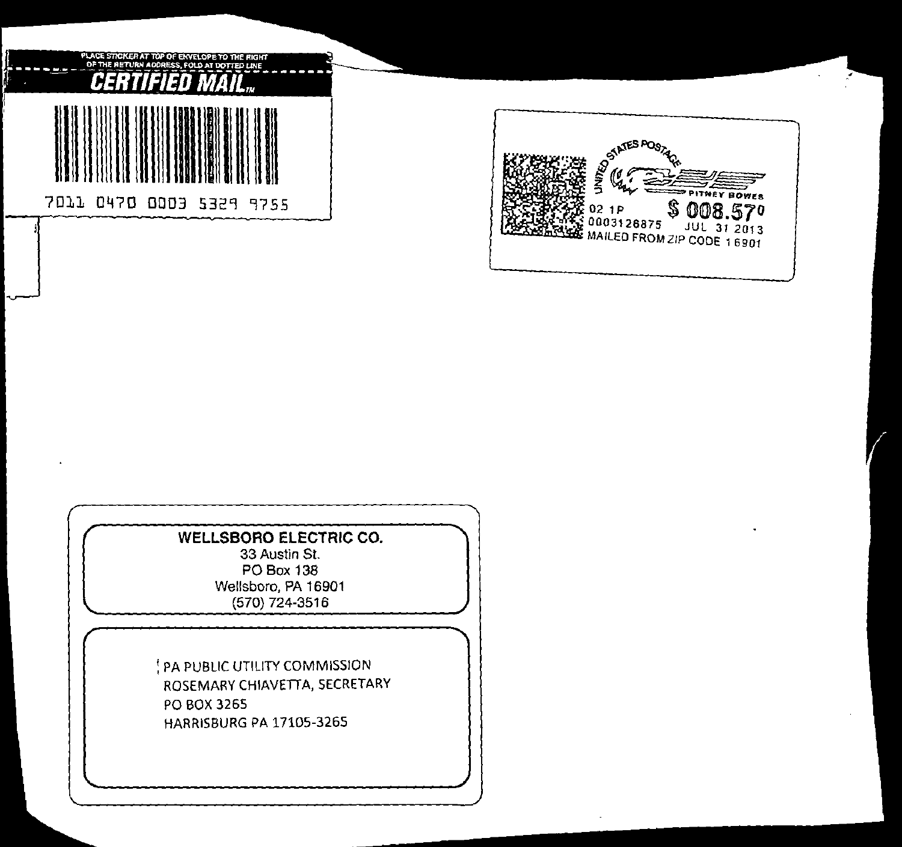PLACE STICKER AT TOP OF ENVELOPE TO THE RIGHT OF THE RETURN ADDRESS, FOLD AT DOTTED LINE

**CERTIFIED MAIL™**

7011 0470 0003 5329 9755

UNITED STATES POSTAGE

PITNEY BOWES

02 1P

$ 008.57⁰

0003126875 JUL 31 2013

MAILED FROM ZIP CODE 16901

**WELLSBORO ELECTRIC CO.**
33 Austin St.
PO Box 138
Wellsboro, PA 16901
(570) 724-3516

PA PUBLIC UTILITY COMMISSION
ROSEMARY CHIAVETTA, SECRETARY
PO BOX 3265
HARRISBURG PA 17105-3265